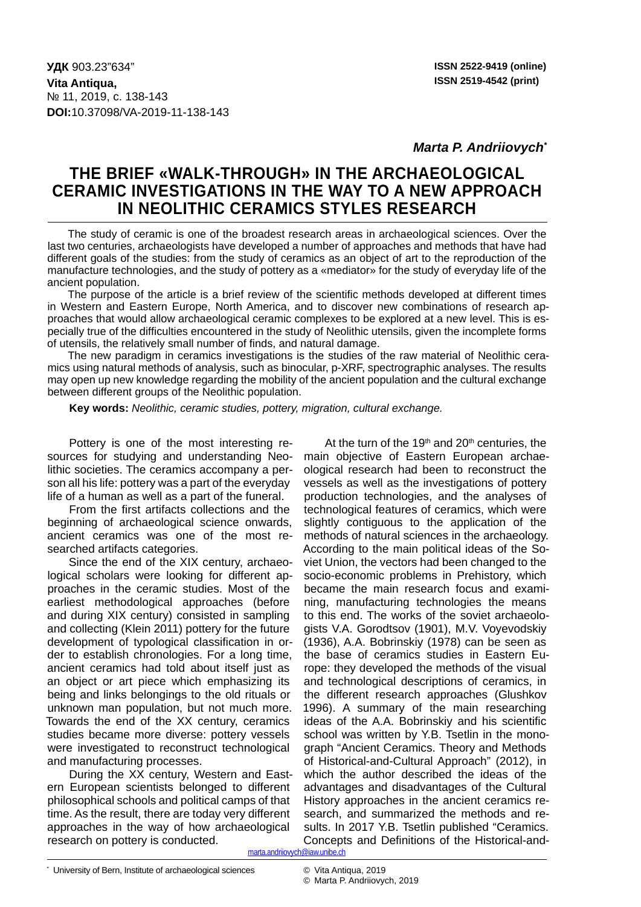**УДК** 903.23"634"
**Vita Antiqua,**
№ 11, 2019, с. 138-143
**DOI:**10.37098/VA-2019-11-138-143

**ISSN 2522-9419 (online)**
**ISSN 2519-4542 (print)**

***Marta P. Andriiovych*** [*]

# THE BRIEF «WALK-THROUGH» IN THE ARCHAEOLOGICAL CERAMIC INVESTIGATIONS IN THE WAY TO A NEW APPROACH IN NEOLITHIC CERAMICS STYLES RESEARCH

The study of ceramic is one of the broadest research areas in archaeological sciences. Over the last two centuries, archaeologists have developed a number of approaches and methods that have had different goals of the studies: from the study of ceramics as an object of art to the reproduction of the manufacture technologies, and the study of pottery as a «mediator» for the study of everyday life of the ancient population.

The purpose of the article is a brief review of the scientific methods developed at different times in Western and Eastern Europe, North America, and to discover new combinations of research approaches that would allow archaeological ceramic complexes to be explored at a new level. This is especially true of the difficulties encountered in the study of Neolithic utensils, given the incomplete forms of utensils, the relatively small number of finds, and natural damage.

The new paradigm in ceramics investigations is the studies of the raw material of Neolithic ceramics using natural methods of analysis, such as binocular, p-XRF, spectrographic analyses. The results may open up new knowledge regarding the mobility of the ancient population and the cultural exchange between different groups of the Neolithic population.

**Key words:** *Neolithic, ceramic studies, pottery, migration, cultural exchange.*

Pottery is one of the most interesting resources for studying and understanding Neolithic societies. The ceramics accompany a person all his life: pottery was a part of the everyday life of a human as well as a part of the funeral.

From the first artifacts collections and the beginning of archaeological science onwards, ancient ceramics was one of the most researched artifacts categories.

Since the end of the XIX century, archaeological scholars were looking for different approaches in the ceramic studies. Most of the earliest methodological approaches (before and during XIX century) consisted in sampling and collecting (Klein 2011) pottery for the future development of typological classification in order to establish chronologies. For a long time, ancient ceramics had told about itself just as an object or art piece which emphasizing its being and links belongings to the old rituals or unknown man population, but not much more. Towards the end of the XX century, ceramics studies became more diverse: pottery vessels were investigated to reconstruct technological and manufacturing processes.

During the XX century, Western and Eastern European scientists belonged to different philosophical schools and political camps of that time. As the result, there are today very different approaches in the way of how archaeological research on pottery is conducted.

At the turn of the $19^{th}$ and $20^{th}$ centuries, the main objective of Eastern European archaeological research had been to reconstruct the vessels as well as the investigations of pottery production technologies, and the analyses of technological features of ceramics, which were slightly contiguous to the application of the methods of natural sciences in the archaeology. According to the main political ideas of the Soviet Union, the vectors had been changed to the socio-economic problems in Prehistory, which became the main research focus and examining, manufacturing technologies the means to this end. The works of the soviet archaeologists V.A. Gorodtsov (1901), M.V. Voyevodskiy (1936), A.A. Bobrinskiy (1978) can be seen as the base of ceramics studies in Eastern Europe: they developed the methods of the visual and technological descriptions of ceramics, in the different research approaches (Glushkov 1996). A summary of the main researching ideas of the A.A. Bobrinskiy and his scientific school was written by Y.B. Tsetlin in the monograph "Ancient Ceramics. Theory and Methods of Historical-and-Cultural Approach" (2012), in which the author described the ideas of the advantages and disadvantages of the Cultural History approaches in the ancient ceramics research, and summarized the methods and results. In 2017 Y.B. Tsetlin published "Ceramics. Concepts and Definitions of the Historical-and-

marta.andriiovych@iaw.unibe.ch

[*] University of Bern, Institute of archaeological sciences

© Vita Antiqua, 2019
© Marta P. Andriiovych, 2019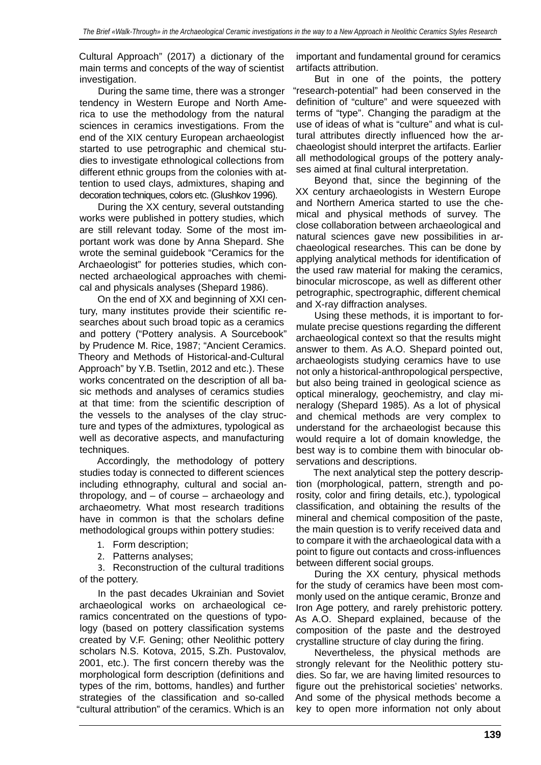Cultural Approach" (2017) a dictionary of the main terms and concepts of the way of scientist investigation.

During the same time, there was a stronger tendency in Western Europe and North America to use the methodology from the natural sciences in ceramics investigations. From the end of the XIX century European archaeologist started to use petrographic and chemical studies to investigate ethnological collections from different ethnic groups from the colonies with attention to used clays, admixtures, shaping and decoration techniques, colors etc. (Glushkov 1996).

During the XX century, several outstanding works were published in pottery studies, which are still relevant today. Some of the most important work was done by Anna Shepard. She wrote the seminal guidebook "Ceramics for the Archaeologist" for potteries studies, which connected archaeological approaches with chemical and physicals analyses (Shepard 1986).

On the end of XX and beginning of XXI century, many institutes provide their scientific researches about such broad topic as a ceramics and pottery ("Pottery analysis. A Sourcebook" by Prudence M. Rice, 1987; "Ancient Ceramics. Theory and Methods of Historical-and-Cultural Approach" by Y.B. Tsetlin, 2012 and etc.). These works concentrated on the description of all basic methods and analyses of ceramics studies at that time: from the scientific description of the vessels to the analyses of the clay structure and types of the admixtures, typological as well as decorative aspects, and manufacturing techniques.

Accordingly, the methodology of pottery studies today is connected to different sciences including ethnography, cultural and social anthropology, and – of course – archaeology and archaeometry. What most research traditions have in common is that the scholars define methodological groups within pottery studies:

1. Form description;
2. Patterns analyses;
3. Reconstruction of the cultural traditions of the pottery.

In the past decades Ukrainian and Soviet archaeological works on archaeological ceramics concentrated on the questions of typology (based on pottery classification systems created by V.F. Gening; other Neolithic pottery scholars N.S. Kotova, 2015, S.Zh. Pustovalov, 2001, etc.). The first concern thereby was the morphological form description (definitions and types of the rim, bottoms, handles) and further strategies of the classification and so-called "cultural attribution" of the ceramics. Which is an important and fundamental ground for ceramics artifacts attribution.

But in one of the points, the pottery "research-potential" had been conserved in the definition of "culture" and were squeezed with terms of "type". Changing the paradigm at the use of ideas of what is "culture" and what is cultural attributes directly influenced how the archaeologist should interpret the artifacts. Earlier all methodological groups of the pottery analyses aimed at final cultural interpretation.

Beyond that, since the beginning of the XX century archaeologists in Western Europe and Northern America started to use the chemical and physical methods of survey. The close collaboration between archaeological and natural sciences gave new possibilities in archaeological researches. This can be done by applying analytical methods for identification of the used raw material for making the ceramics, binocular microscope, as well as different other petrographic, spectrographic, different chemical and X-ray diffraction analyses.

Using these methods, it is important to formulate precise questions regarding the different archaeological context so that the results might answer to them. As A.O. Shepard pointed out, archaeologists studying ceramics have to use not only a historical-anthropological perspective, but also being trained in geological science as optical mineralogy, geochemistry, and clay mineralogy (Shepard 1985). As a lot of physical and chemical methods are very complex to understand for the archaeologist because this would require a lot of domain knowledge, the best way is to combine them with binocular observations and descriptions.

The next analytical step the pottery description (morphological, pattern, strength and porosity, color and firing details, etc.), typological classification, and obtaining the results of the mineral and chemical composition of the paste, the main question is to verify received data and to compare it with the archaeological data with a point to figure out contacts and cross-influences between different social groups.

During the XX century, physical methods for the study of ceramics have been most commonly used on the antique ceramic, Bronze and Iron Age pottery, and rarely prehistoric pottery. As A.O. Shepard explained, because of the composition of the paste and the destroyed crystalline structure of clay during the firing.

Nevertheless, the physical methods are strongly relevant for the Neolithic pottery studies. So far, we are having limited resources to figure out the prehistorical societies' networks. And some of the physical methods become a key to open more information not only about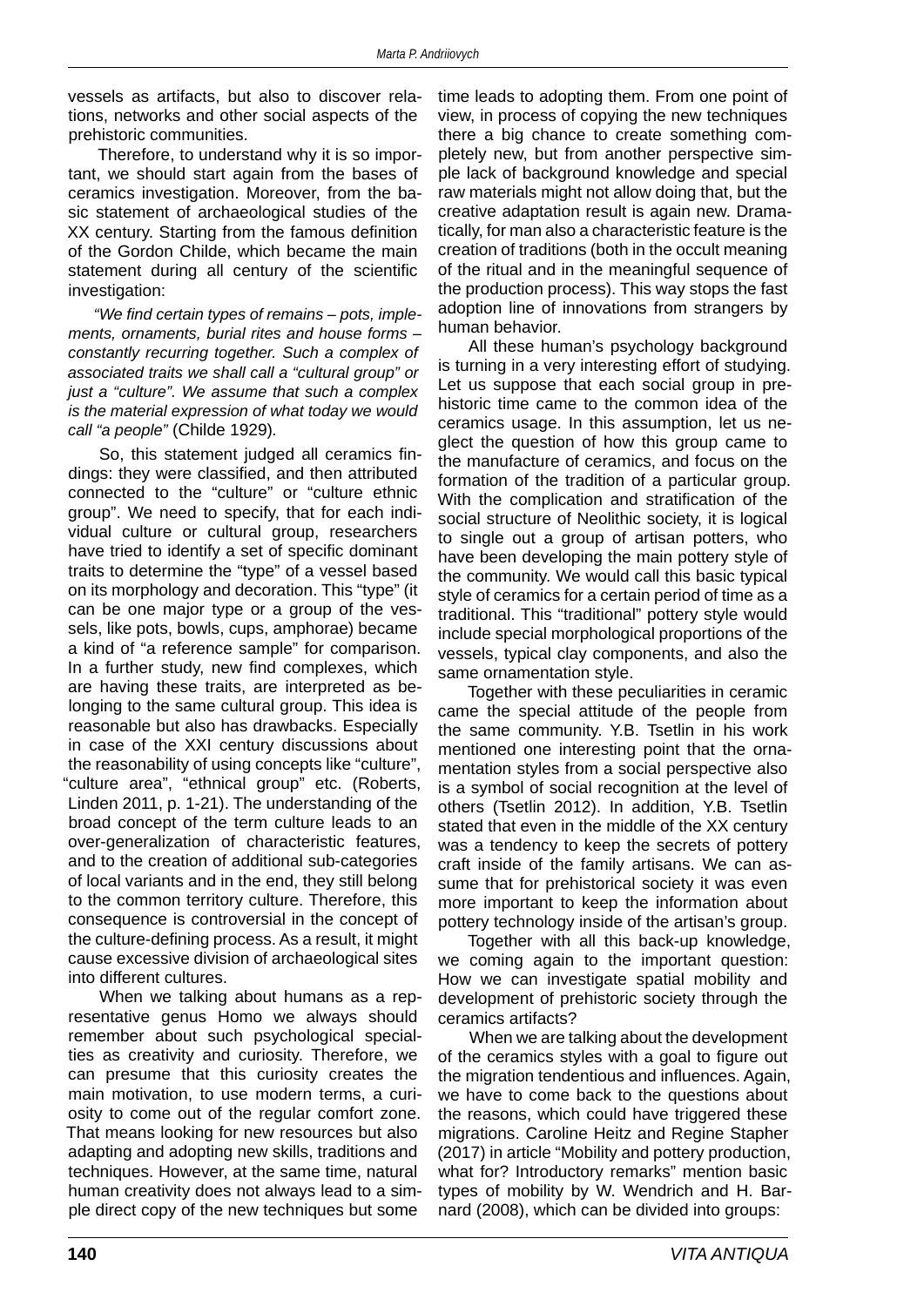vessels as artifacts, but also to discover relations, networks and other social aspects of the prehistoric communities.

Therefore, to understand why it is so important, we should start again from the bases of ceramics investigation. Moreover, from the basic statement of archaeological studies of the XX century. Starting from the famous definition of the Gordon Childe, which became the main statement during all century of the scientific investigation:

*"We find certain types of remains – pots, implements, ornaments, burial rites and house forms – constantly recurring together. Such a complex of associated traits we shall call a "cultural group" or just a "culture". We assume that such a complex is the material expression of what today we would call "a people"* (Childe 1929).

So, this statement judged all ceramics findings: they were classified, and then attributed connected to the "culture" or "culture ethnic group". We need to specify, that for each individual culture or cultural group, researchers have tried to identify a set of specific dominant traits to determine the "type" of a vessel based on its morphology and decoration. This "type" (it can be one major type or a group of the vessels, like pots, bowls, cups, amphorae) became a kind of "a reference sample" for comparison. In a further study, new find complexes, which are having these traits, are interpreted as belonging to the same cultural group. This idea is reasonable but also has drawbacks. Especially in case of the XXI century discussions about the reasonability of using concepts like "culture", "culture area", "ethnical group" etc. (Roberts, Linden 2011, p. 1-21). The understanding of the broad concept of the term culture leads to an over-generalization of characteristic features, and to the creation of additional sub-categories of local variants and in the end, they still belong to the common territory culture. Therefore, this consequence is controversial in the concept of the culture-defining process. As a result, it might cause excessive division of archaeological sites into different cultures.

When we talking about humans as a representative genus Homo we always should remember about such psychological specialties as creativity and curiosity. Therefore, we can presume that this curiosity creates the main motivation, to use modern terms, a curiosity to come out of the regular comfort zone. That means looking for new resources but also adapting and adopting new skills, traditions and techniques. However, at the same time, natural human creativity does not always lead to a simple direct copy of the new techniques but some time leads to adopting them. From one point of view, in process of copying the new techniques there a big chance to create something completely new, but from another perspective simple lack of background knowledge and special raw materials might not allow doing that, but the creative adaptation result is again new. Dramatically, for man also a characteristic feature is the creation of traditions (both in the occult meaning of the ritual and in the meaningful sequence of the production process). This way stops the fast adoption line of innovations from strangers by human behavior.

All these human's psychology background is turning in a very interesting effort of studying. Let us suppose that each social group in prehistoric time came to the common idea of the ceramics usage. In this assumption, let us neglect the question of how this group came to the manufacture of ceramics, and focus on the formation of the tradition of a particular group. With the complication and stratification of the social structure of Neolithic society, it is logical to single out a group of artisan potters, who have been developing the main pottery style of the community. We would call this basic typical style of ceramics for a certain period of time as a traditional. This "traditional" pottery style would include special morphological proportions of the vessels, typical clay components, and also the same ornamentation style.

Together with these peculiarities in ceramic came the special attitude of the people from the same community. Y.B. Tsetlin in his work mentioned one interesting point that the ornamentation styles from a social perspective also is a symbol of social recognition at the level of others (Tsetlin 2012). In addition, Y.B. Tsetlin stated that even in the middle of the XX century was a tendency to keep the secrets of pottery craft inside of the family artisans. We can assume that for prehistorical society it was even more important to keep the information about pottery technology inside of the artisan's group.

Together with all this back-up knowledge, we coming again to the important question: How we can investigate spatial mobility and development of prehistoric society through the ceramics artifacts?

When we are talking about the development of the ceramics styles with a goal to figure out the migration tendentious and influences. Again, we have to come back to the questions about the reasons, which could have triggered these migrations. Caroline Heitz and Regine Stapher (2017) in article "Mobility and pottery production, what for? Introductory remarks" mention basic types of mobility by W. Wendrich and H. Barnard (2008), which can be divided into groups: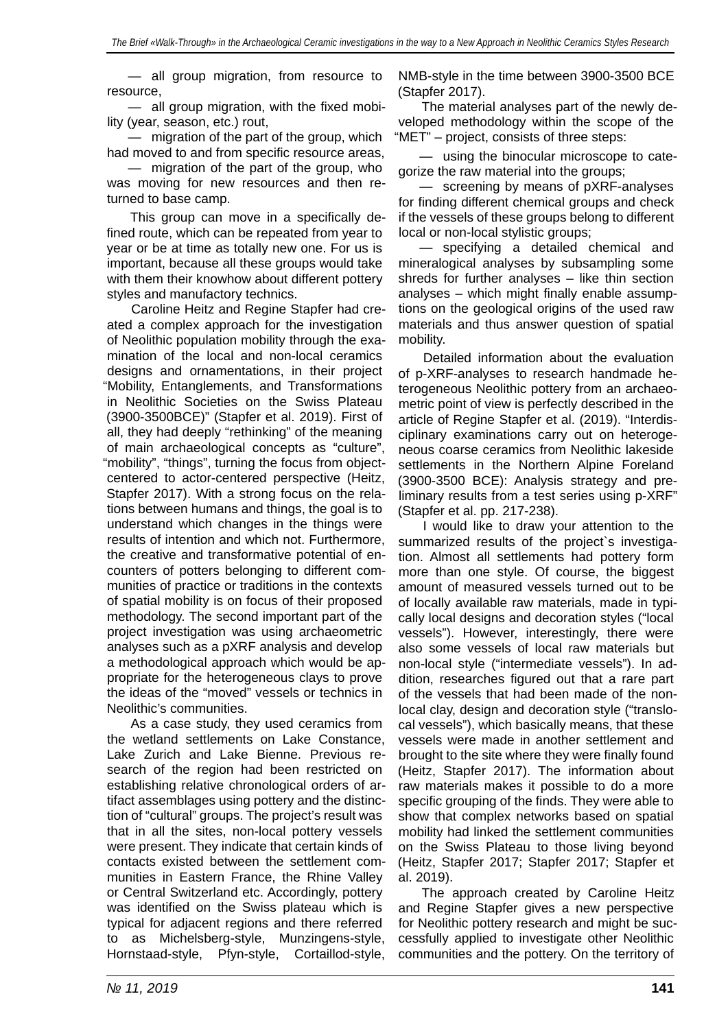— all group migration, from resource to resource,

— all group migration, with the fixed mobility (year, season, etc.) rout,

— migration of the part of the group, which had moved to and from specific resource areas,

— migration of the part of the group, who was moving for new resources and then returned to base camp.

This group can move in a specifically defined route, which can be repeated from year to year or be at time as totally new one. For us is important, because all these groups would take with them their knowhow about different pottery styles and manufactory technics.

Caroline Heitz and Regine Stapfer had created a complex approach for the investigation of Neolithic population mobility through the examination of the local and non-local ceramics designs and ornamentations, in their project "Mobility, Entanglements, and Transformations in Neolithic Societies on the Swiss Plateau (3900-3500BCE)" (Stapfer et al. 2019). First of all, they had deeply "rethinking" of the meaning of main archaeological concepts as "culture", "mobility", "things", turning the focus from object-centered to actor-centered perspective (Heitz, Stapfer 2017). With a strong focus on the relations between humans and things, the goal is to understand which changes in the things were results of intention and which not. Furthermore, the creative and transformative potential of encounters of potters belonging to different communities of practice or traditions in the contexts of spatial mobility is on focus of their proposed methodology. The second important part of the project investigation was using archaeometric analyses such as a pXRF analysis and develop a methodological approach which would be appropriate for the heterogeneous clays to prove the ideas of the "moved" vessels or technics in Neolithic's communities.

As a case study, they used ceramics from the wetland settlements on Lake Constance, Lake Zurich and Lake Bienne. Previous research of the region had been restricted on establishing relative chronological orders of artifact assemblages using pottery and the distinction of "cultural" groups. The project's result was that in all the sites, non-local pottery vessels were present. They indicate that certain kinds of contacts existed between the settlement communities in Eastern France, the Rhine Valley or Central Switzerland etc. Accordingly, pottery was identified on the Swiss plateau which is typical for adjacent regions and there referred to as Michelsberg-style, Munzingens-style, Hornstaad-style, Pfyn-style, Cortaillod-style, NMB-style in the time between 3900-3500 BCE (Stapfer 2017).

The material analyses part of the newly developed methodology within the scope of the "MET" – project, consists of three steps:

— using the binocular microscope to categorize the raw material into the groups;

— screening by means of pXRF-analyses for finding different chemical groups and check if the vessels of these groups belong to different local or non-local stylistic groups;

— specifying a detailed chemical and mineralogical analyses by subsampling some shreds for further analyses – like thin section analyses – which might finally enable assumptions on the geological origins of the used raw materials and thus answer question of spatial mobility.

Detailed information about the evaluation of p-XRF-analyses to research handmade heterogeneous Neolithic pottery from an archaeometric point of view is perfectly described in the article of Regine Stapfer et al. (2019). "Interdisciplinary examinations carry out on heterogeneous coarse ceramics from Neolithic lakeside settlements in the Northern Alpine Foreland (3900-3500 BCE): Analysis strategy and preliminary results from a test series using p-XRF" (Stapfer et al. pp. 217-238).

I would like to draw your attention to the summarized results of the project`s investigation. Almost all settlements had pottery form more than one style. Of course, the biggest amount of measured vessels turned out to be of locally available raw materials, made in typically local designs and decoration styles ("local vessels"). However, interestingly, there were also some vessels of local raw materials but non-local style ("intermediate vessels"). In addition, researches figured out that a rare part of the vessels that had been made of the non-local clay, design and decoration style ("translocal vessels"), which basically means, that these vessels were made in another settlement and brought to the site where they were finally found (Heitz, Stapfer 2017). The information about raw materials makes it possible to do a more specific grouping of the finds. They were able to show that complex networks based on spatial mobility had linked the settlement communities on the Swiss Plateau to those living beyond (Heitz, Stapfer 2017; Stapfer 2017; Stapfer et al. 2019).

The approach created by Caroline Heitz and Regine Stapfer gives a new perspective for Neolithic pottery research and might be successfully applied to investigate other Neolithic communities and the pottery. On the territory of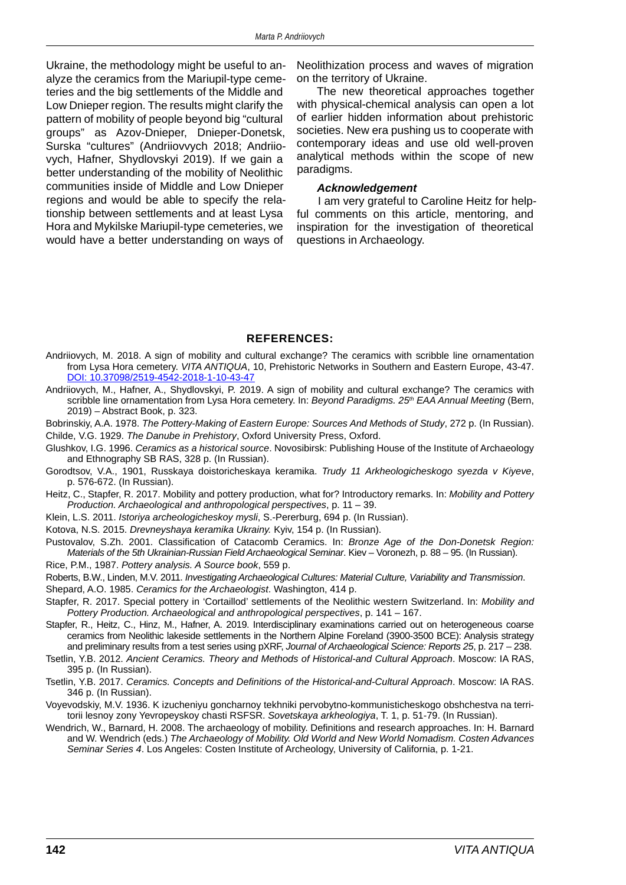Ukraine, the methodology might be useful to analyze the ceramics from the Mariupil-type cemeteries and the big settlements of the Middle and Low Dnieper region. The results might clarify the pattern of mobility of people beyond big "cultural groups" as Azov-Dnieper, Dnieper-Donetsk, Surska "cultures" (Andriiovvych 2018; Andriiovych, Hafner, Shydlovskyi 2019). If we gain a better understanding of the mobility of Neolithic communities inside of Middle and Low Dnieper regions and would be able to specify the relationship between settlements and at least Lysa Hora and Mykilske Mariupil-type cemeteries, we would have a better understanding on ways of Neolithization process and waves of migration on the territory of Ukraine.

The new theoretical approaches together with physical-chemical analysis can open a lot of earlier hidden information about prehistoric societies. New era pushing us to cooperate with contemporary ideas and use old well-proven analytical methods within the scope of new paradigms.

#### *Acknowledgement*

I am very grateful to Caroline Heitz for helpful comments on this article, mentoring, and inspiration for the investigation of theoretical questions in Archaeology.

## REFERENCES:

Andriiovych, M. 2018. A sign of mobility and cultural exchange? The ceramics with scribble line ornamentation from Lysa Hora cemetery. *VITA ANTIQUA*, 10, Prehistoric Networks in Southern and Eastern Europe, 43-47. DOI: 10.37098/2519-4542-2018-1-10-43-47

Andriiovych, M., Hafner, A., Shydlovskyi, P. 2019. A sign of mobility and cultural exchange? The ceramics with scribble line ornamentation from Lysa Hora cemetery. In: *Beyond Paradigms. 25th EAA Annual Meeting* (Bern, 2019) – Abstract Book, p. 323.

Bobrinskiy, A.A. 1978. *The Pottery-Making of Eastern Europe: Sources And Methods of Study*, 272 p. (In Russian).

Childe, V.G. 1929. *The Danube in Prehistory*, Oxford University Press, Oxford.

Glushkov, I.G. 1996. *Ceramics as a historical source*. Novosibirsk: Publishing House of the Institute of Archaeology and Ethnography SB RAS, 328 p. (In Russian).

Gorodtsov, V.A., 1901, Russkaya doistoricheskaya keramika. *Trudy 11 Arkheologicheskogo syezda v Kiyeve*, p. 576-672. (In Russian).

Heitz, C., Stapfer, R. 2017. Mobility and pottery production, what for? Introductory remarks. In: *Mobility and Pottery Production. Archaeological and anthropological perspectives*, p. 11 – 39.

Klein, L.S. 2011. *Istoriya archeologicheskoy mysli*, S.-Pererburg, 694 p. (In Russian).

Kotova, N.S. 2015. *Drevneyshaya keramika Ukrainy.* Kyiv, 154 p. (In Russian).

Pustovalov, S.Zh. 2001. Classification of Catacomb Ceramics. In: *Bronze Age of the Don-Donetsk Region: Materials of the 5th Ukrainian-Russian Field Archaeological Seminar*. Kiev – Voronezh, p. 88 – 95. (In Russian).

Rice, P.M., 1987. *Pottery analysis. A Source book*, 559 p.

Roberts, B.W., Linden, M.V. 2011. *Investigating Archaeological Cultures: Material Culture, Variability and Transmission*.

Shepard, A.O. 1985. *Ceramics for the Archaeologist*. Washington, 414 p.

Stapfer, R. 2017. Special pottery in 'Cortaillod' settlements of the Neolithic western Switzerland. In: *Mobility and Pottery Production. Archaeological and anthropological perspectives*, p. 141 – 167.

Stapfer, R., Heitz, C., Hinz, M., Hafner, A. 2019. Interdisciplinary examinations carried out on heterogeneous coarse ceramics from Neolithic lakeside settlements in the Northern Alpine Foreland (3900-3500 BCE): Analysis strategy and preliminary results from a test series using pXRF, *Journal of Archaeological Science: Reports 25*, p. 217 – 238.

Tsetlin, Y.B. 2012. *Ancient Ceramics. Theory and Methods of Historical-and Cultural Approach*. Moscow: IA RAS, 395 p. (In Russian).

Tsetlin, Y.B. 2017. *Ceramics. Concepts and Definitions of the Historical-and-Cultural Approach*. Moscow: IA RAS. 346 p. (In Russian).

Voyevodskiy, M.V. 1936. K izucheniyu goncharnoy tekhniki pervobytno-kommunisticheskogo obshchestva na territorii lesnoy zony Yevropeyskoy chasti RSFSR. *Sovetskaya arkheologiya*, T. 1, p. 51-79. (In Russian).

Wendrich, W., Barnard, H. 2008. The archaeology of mobility. Definitions and research approaches. In: H. Barnard and W. Wendrich (eds.) *The Archaeology of Mobility. Old World and New World Nomadism. Costen Advances Seminar Series 4*. Los Angeles: Costen Institute of Archeology, University of California, p. 1-21.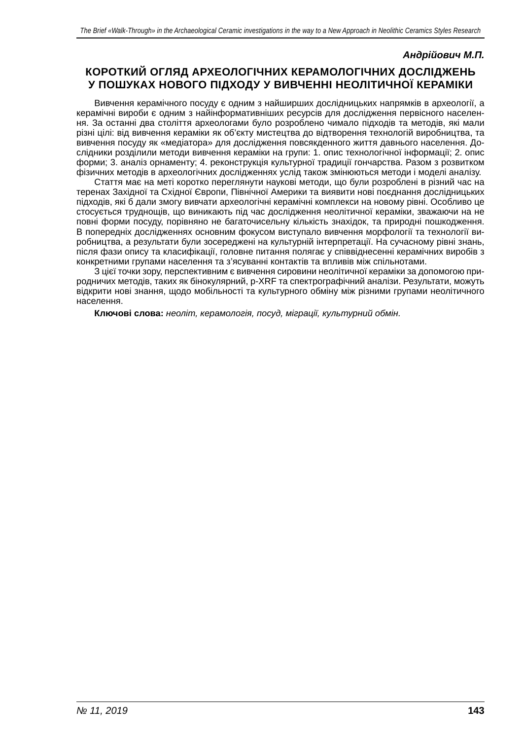*Андрійович М.П.*

# КОРОТКИЙ ОГЛЯД АРХЕОЛОГІЧНИХ КЕРАМОЛОГІЧНИХ ДОСЛІДЖЕНЬ У ПОШУКАХ НОВОГО ПІДХОДУ У ВИВЧЕННІ НЕОЛІТИЧНОЇ КЕРАМІКИ

Вивчення керамічного посуду є одним з найширших дослідницьких напрямків в археології, а керамічні вироби є одним з найінформативніших ресурсів для дослідження первісного населення. За останні два століття археологами було розроблено чимало підходів та методів, які мали різні цілі: від вивчення кераміки як об'єкту мистецтва до відтворення технологій виробництва, та вивчення посуду як «медіатора» для дослідження повсякденного життя давнього населення. Дослідники розділили методи вивчення кераміки на групи: 1. опис технологічної інформації; 2. опис форми; 3. аналіз орнаменту; 4. реконструкція культурної традиції гончарства. Разом з розвитком фізичних методів в археологічних дослідженнях услід також змінюються методи і моделі аналізу.

Стаття має на меті коротко переглянути наукові методи, що були розроблені в різний час на теренах Західної та Східної Європи, Північної Америки та виявити нові поєднання дослідницьких підходів, які б дали змогу вивчати археологічні керамічні комплекси на новому рівні. Особливо це стосується труднощів, що виникають під час дослідження неолітичної кераміки, зважаючи на не повні форми посуду, порівняно не багаточисельну кількість знахідок, та природні пошкодження. В попередніх дослідженнях основним фокусом виступало вивчення морфології та технології виробництва, а результати були зосереджені на культурній інтерпретації. На сучасному рівні знань, після фази опису та класифікації, головне питання полягає у співвіднесенні керамічних виробів з конкретними групами населення та з'ясуванні контактів та впливів між спільнотами.

З цієї точки зору, перспективним є вивчення сировини неолітичної кераміки за допомогою природничих методів, таких як бінокулярний, p-XRF та спектрографічний аналізи. Результати, можуть відкрити нові знання, щодо мобільності та культурного обміну між різними групами неолітичного населення.

**Ключові слова:** *неоліт, керамологія, посуд, міграції, культурний обмін.*